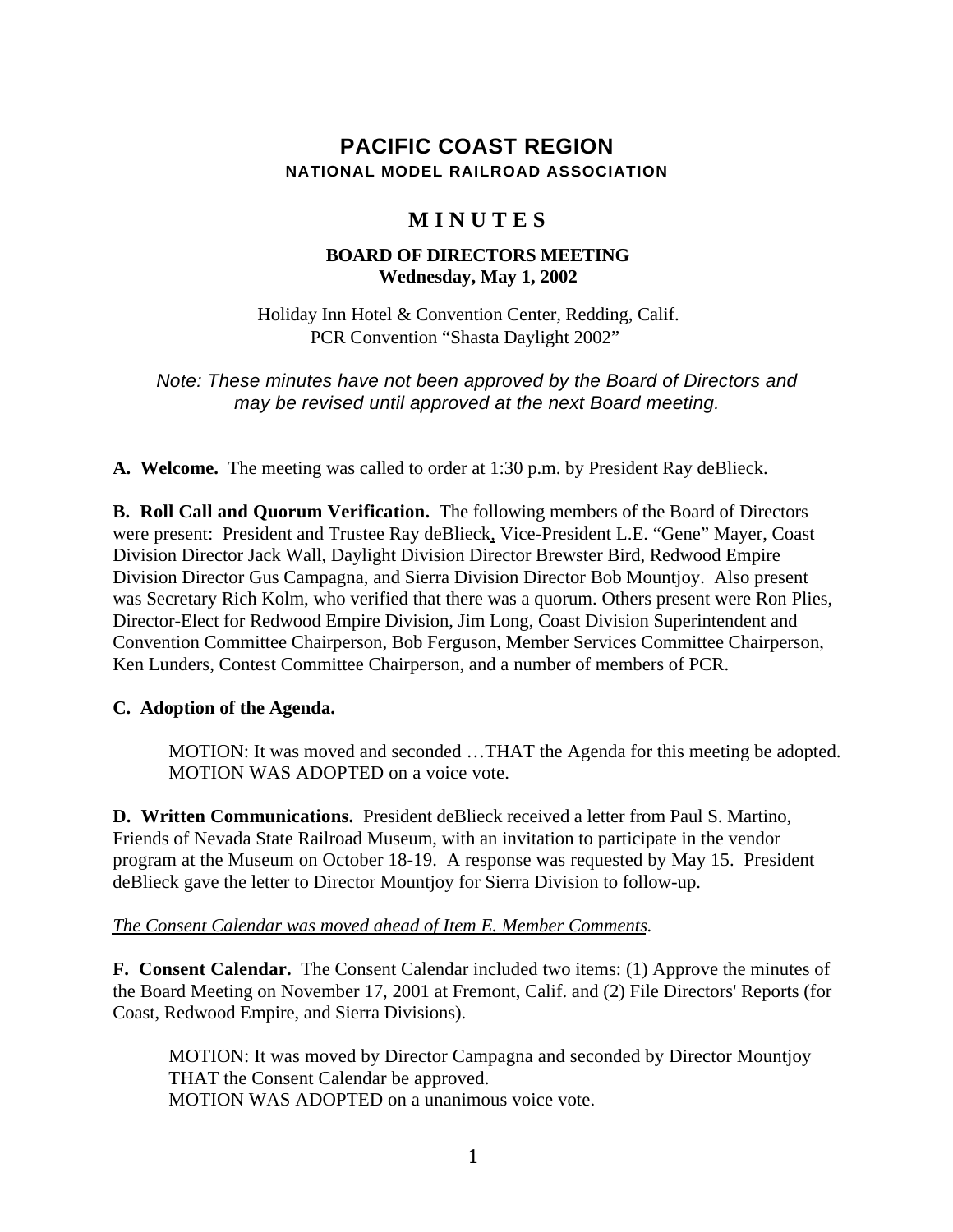# PACIFIC COAST REGION

**NATIONAL MODEL RAILROAD ASSOCIATION**

## M I N U T E S

### BOARD OF DIRECTORS MEETING
### Wednesday, May 1, 2002

Holiday Inn Hotel & Convention Center, Redding, Calif.
PCR Convention "Shasta Daylight 2002"

*Note: These minutes have not been approved by the Board of Directors and may be revised until approved at the next Board meeting.*

**A. Welcome.** The meeting was called to order at 1:30 p.m. by President Ray deBlieck.

**B. Roll Call and Quorum Verification.** The following members of the Board of Directors were present: President and Trustee Ray deBlieck, Vice-President L.E. "Gene" Mayer, Coast Division Director Jack Wall, Daylight Division Director Brewster Bird, Redwood Empire Division Director Gus Campagna, and Sierra Division Director Bob Mountjoy. Also present was Secretary Rich Kolm, who verified that there was a quorum. Others present were Ron Plies, Director-Elect for Redwood Empire Division, Jim Long, Coast Division Superintendent and Convention Committee Chairperson, Bob Ferguson, Member Services Committee Chairperson, Ken Lunders, Contest Committee Chairperson, and a number of members of PCR.

**C. Adoption of the Agenda.**

> MOTION: It was moved and seconded …THAT the Agenda for this meeting be adopted.
> MOTION WAS ADOPTED on a voice vote.

**D. Written Communications.** President deBlieck received a letter from Paul S. Martino, Friends of Nevada State Railroad Museum, with an invitation to participate in the vendor program at the Museum on October 18-19. A response was requested by May 15. President deBlieck gave the letter to Director Mountjoy for Sierra Division to follow-up.

*The Consent Calendar was moved ahead of Item E. Member Comments.*

**F. Consent Calendar.** The Consent Calendar included two items: (1) Approve the minutes of the Board Meeting on November 17, 2001 at Fremont, Calif. and (2) File Directors' Reports (for Coast, Redwood Empire, and Sierra Divisions).

> MOTION: It was moved by Director Campagna and seconded by Director Mountjoy THAT the Consent Calendar be approved.
> MOTION WAS ADOPTED on a unanimous voice vote.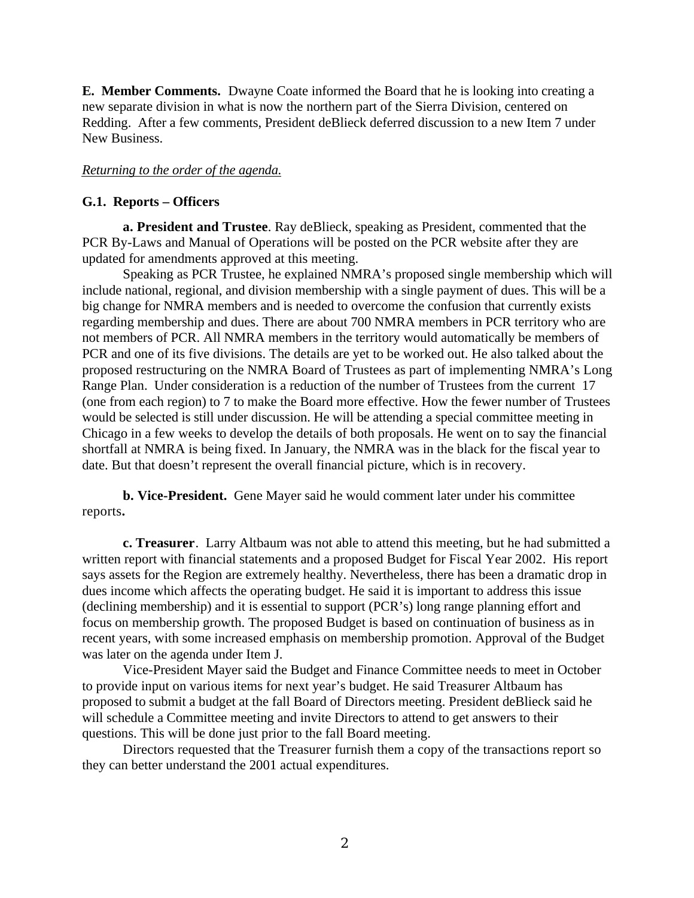**E. Member Comments.** Dwayne Coate informed the Board that he is looking into creating a new separate division in what is now the northern part of the Sierra Division, centered on Redding. After a few comments, President deBlieck deferred discussion to a new Item 7 under New Business.

*Returning to the order of the agenda.*

**G.1. Reports – Officers**

**a. President and Trustee**. Ray deBlieck, speaking as President, commented that the PCR By-Laws and Manual of Operations will be posted on the PCR website after they are updated for amendments approved at this meeting.

Speaking as PCR Trustee, he explained NMRA's proposed single membership which will include national, regional, and division membership with a single payment of dues. This will be a big change for NMRA members and is needed to overcome the confusion that currently exists regarding membership and dues. There are about 700 NMRA members in PCR territory who are not members of PCR. All NMRA members in the territory would automatically be members of PCR and one of its five divisions. The details are yet to be worked out. He also talked about the proposed restructuring on the NMRA Board of Trustees as part of implementing NMRA's Long Range Plan. Under consideration is a reduction of the number of Trustees from the current 17 (one from each region) to 7 to make the Board more effective. How the fewer number of Trustees would be selected is still under discussion. He will be attending a special committee meeting in Chicago in a few weeks to develop the details of both proposals. He went on to say the financial shortfall at NMRA is being fixed. In January, the NMRA was in the black for the fiscal year to date. But that doesn't represent the overall financial picture, which is in recovery.

**b. Vice-President.** Gene Mayer said he would comment later under his committee reports**.**

**c. Treasurer**. Larry Altbaum was not able to attend this meeting, but he had submitted a written report with financial statements and a proposed Budget for Fiscal Year 2002. His report says assets for the Region are extremely healthy. Nevertheless, there has been a dramatic drop in dues income which affects the operating budget. He said it is important to address this issue (declining membership) and it is essential to support (PCR's) long range planning effort and focus on membership growth. The proposed Budget is based on continuation of business as in recent years, with some increased emphasis on membership promotion. Approval of the Budget was later on the agenda under Item J.

Vice-President Mayer said the Budget and Finance Committee needs to meet in October to provide input on various items for next year's budget. He said Treasurer Altbaum has proposed to submit a budget at the fall Board of Directors meeting. President deBlieck said he will schedule a Committee meeting and invite Directors to attend to get answers to their questions. This will be done just prior to the fall Board meeting.

Directors requested that the Treasurer furnish them a copy of the transactions report so they can better understand the 2001 actual expenditures.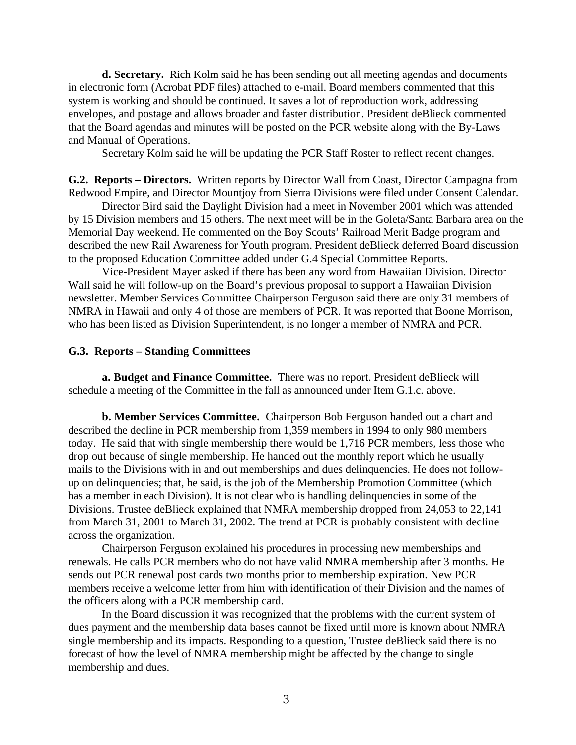**d. Secretary.** Rich Kolm said he has been sending out all meeting agendas and documents in electronic form (Acrobat PDF files) attached to e-mail. Board members commented that this system is working and should be continued. It saves a lot of reproduction work, addressing envelopes, and postage and allows broader and faster distribution. President deBlieck commented that the Board agendas and minutes will be posted on the PCR website along with the By-Laws and Manual of Operations.

Secretary Kolm said he will be updating the PCR Staff Roster to reflect recent changes.

**G.2. Reports – Directors.** Written reports by Director Wall from Coast, Director Campagna from Redwood Empire, and Director Mountjoy from Sierra Divisions were filed under Consent Calendar.

Director Bird said the Daylight Division had a meet in November 2001 which was attended by 15 Division members and 15 others. The next meet will be in the Goleta/Santa Barbara area on the Memorial Day weekend. He commented on the Boy Scouts' Railroad Merit Badge program and described the new Rail Awareness for Youth program. President deBlieck deferred Board discussion to the proposed Education Committee added under G.4 Special Committee Reports.

Vice-President Mayer asked if there has been any word from Hawaiian Division. Director Wall said he will follow-up on the Board's previous proposal to support a Hawaiian Division newsletter. Member Services Committee Chairperson Ferguson said there are only 31 members of NMRA in Hawaii and only 4 of those are members of PCR. It was reported that Boone Morrison, who has been listed as Division Superintendent, is no longer a member of NMRA and PCR.

**G.3. Reports – Standing Committees**

**a. Budget and Finance Committee.** There was no report. President deBlieck will schedule a meeting of the Committee in the fall as announced under Item G.1.c. above.

**b. Member Services Committee.** Chairperson Bob Ferguson handed out a chart and described the decline in PCR membership from 1,359 members in 1994 to only 980 members today. He said that with single membership there would be 1,716 PCR members, less those who drop out because of single membership. He handed out the monthly report which he usually mails to the Divisions with in and out memberships and dues delinquencies. He does not follow-up on delinquencies; that, he said, is the job of the Membership Promotion Committee (which has a member in each Division). It is not clear who is handling delinquencies in some of the Divisions. Trustee deBlieck explained that NMRA membership dropped from 24,053 to 22,141 from March 31, 2001 to March 31, 2002. The trend at PCR is probably consistent with decline across the organization.

Chairperson Ferguson explained his procedures in processing new memberships and renewals. He calls PCR members who do not have valid NMRA membership after 3 months. He sends out PCR renewal post cards two months prior to membership expiration. New PCR members receive a welcome letter from him with identification of their Division and the names of the officers along with a PCR membership card.

In the Board discussion it was recognized that the problems with the current system of dues payment and the membership data bases cannot be fixed until more is known about NMRA single membership and its impacts. Responding to a question, Trustee deBlieck said there is no forecast of how the level of NMRA membership might be affected by the change to single membership and dues.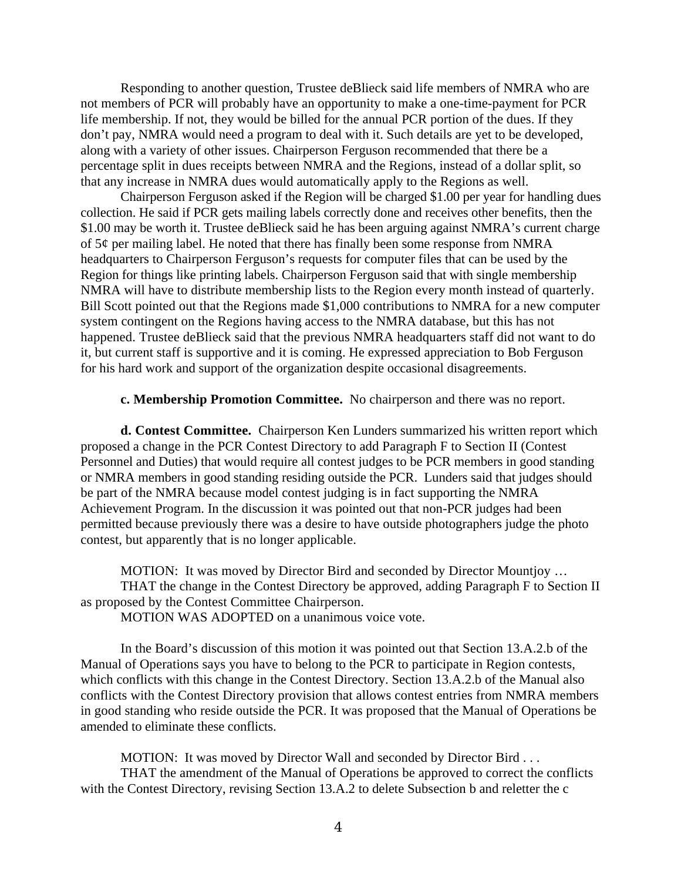Responding to another question, Trustee deBlieck said life members of NMRA who are not members of PCR will probably have an opportunity to make a one-time-payment for PCR life membership. If not, they would be billed for the annual PCR portion of the dues. If they don't pay, NMRA would need a program to deal with it. Such details are yet to be developed, along with a variety of other issues. Chairperson Ferguson recommended that there be a percentage split in dues receipts between NMRA and the Regions, instead of a dollar split, so that any increase in NMRA dues would automatically apply to the Regions as well.

Chairperson Ferguson asked if the Region will be charged $1.00 per year for handling dues collection. He said if PCR gets mailing labels correctly done and receives other benefits, then the $1.00 may be worth it. Trustee deBlieck said he has been arguing against NMRA's current charge of 5¢ per mailing label. He noted that there has finally been some response from NMRA headquarters to Chairperson Ferguson's requests for computer files that can be used by the Region for things like printing labels. Chairperson Ferguson said that with single membership NMRA will have to distribute membership lists to the Region every month instead of quarterly. Bill Scott pointed out that the Regions made $1,000 contributions to NMRA for a new computer system contingent on the Regions having access to the NMRA database, but this has not happened. Trustee deBlieck said that the previous NMRA headquarters staff did not want to do it, but current staff is supportive and it is coming. He expressed appreciation to Bob Ferguson for his hard work and support of the organization despite occasional disagreements.

**c. Membership Promotion Committee.** No chairperson and there was no report.

**d. Contest Committee.** Chairperson Ken Lunders summarized his written report which proposed a change in the PCR Contest Directory to add Paragraph F to Section II (Contest Personnel and Duties) that would require all contest judges to be PCR members in good standing or NMRA members in good standing residing outside the PCR. Lunders said that judges should be part of the NMRA because model contest judging is in fact supporting the NMRA Achievement Program. In the discussion it was pointed out that non-PCR judges had been permitted because previously there was a desire to have outside photographers judge the photo contest, but apparently that is no longer applicable.

MOTION: It was moved by Director Bird and seconded by Director Mountjoy …
THAT the change in the Contest Directory be approved, adding Paragraph F to Section II as proposed by the Contest Committee Chairperson.
MOTION WAS ADOPTED on a unanimous voice vote.

In the Board's discussion of this motion it was pointed out that Section 13.A.2.b of the Manual of Operations says you have to belong to the PCR to participate in Region contests, which conflicts with this change in the Contest Directory. Section 13.A.2.b of the Manual also conflicts with the Contest Directory provision that allows contest entries from NMRA members in good standing who reside outside the PCR. It was proposed that the Manual of Operations be amended to eliminate these conflicts.

MOTION: It was moved by Director Wall and seconded by Director Bird . . .
THAT the amendment of the Manual of Operations be approved to correct the conflicts with the Contest Directory, revising Section 13.A.2 to delete Subsection b and reletter the c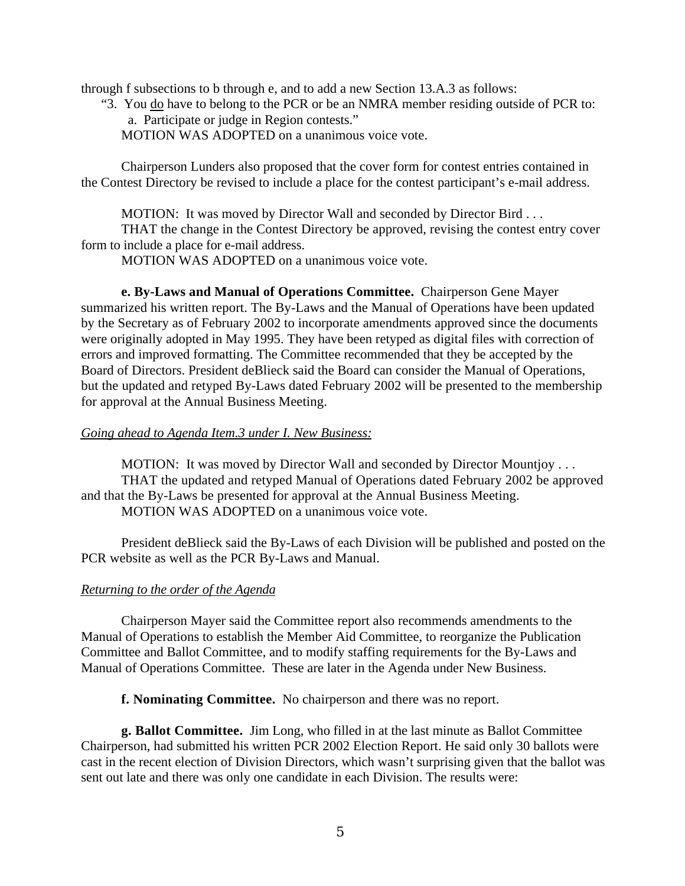through f subsections to b through e, and to add a new Section 13.A.3 as follows:

"3. You <u>do</u> have to belong to the PCR or be an NMRA member residing outside of PCR to:
   a. Participate or judge in Region contests."

MOTION WAS ADOPTED on a unanimous voice vote.

Chairperson Lunders also proposed that the cover form for contest entries contained in the Contest Directory be revised to include a place for the contest participant's e-mail address.

MOTION: It was moved by Director Wall and seconded by Director Bird . . .
THAT the change in the Contest Directory be approved, revising the contest entry cover form to include a place for e-mail address.
MOTION WAS ADOPTED on a unanimous voice vote.

**e. By-Laws and Manual of Operations Committee.** Chairperson Gene Mayer summarized his written report. The By-Laws and the Manual of Operations have been updated by the Secretary as of February 2002 to incorporate amendments approved since the documents were originally adopted in May 1995. They have been retyped as digital files with correction of errors and improved formatting. The Committee recommended that they be accepted by the Board of Directors. President deBlieck said the Board can consider the Manual of Operations, but the updated and retyped By-Laws dated February 2002 will be presented to the membership for approval at the Annual Business Meeting.

*<u>Going ahead to Agenda Item.3 under I. New Business:</u>*

MOTION: It was moved by Director Wall and seconded by Director Mountjoy . . .
THAT the updated and retyped Manual of Operations dated February 2002 be approved and that the By-Laws be presented for approval at the Annual Business Meeting.
MOTION WAS ADOPTED on a unanimous voice vote.

President deBlieck said the By-Laws of each Division will be published and posted on the PCR website as well as the PCR By-Laws and Manual.

*<u>Returning to the order of the Agenda</u>*

Chairperson Mayer said the Committee report also recommends amendments to the Manual of Operations to establish the Member Aid Committee, to reorganize the Publication Committee and Ballot Committee, and to modify staffing requirements for the By-Laws and Manual of Operations Committee. These are later in the Agenda under New Business.

**f. Nominating Committee.** No chairperson and there was no report.

**g. Ballot Committee.** Jim Long, who filled in at the last minute as Ballot Committee Chairperson, had submitted his written PCR 2002 Election Report. He said only 30 ballots were cast in the recent election of Division Directors, which wasn't surprising given that the ballot was sent out late and there was only one candidate in each Division. The results were: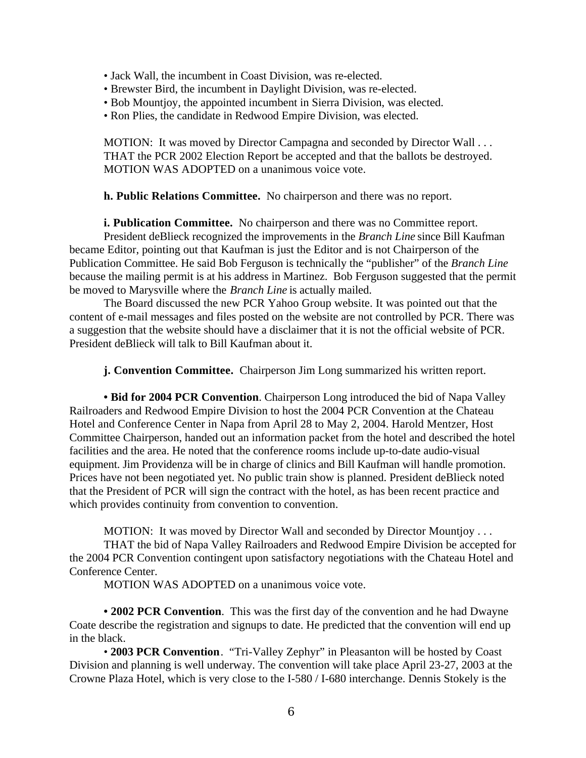• Jack Wall, the incumbent in Coast Division, was re-elected.
• Brewster Bird, the incumbent in Daylight Division, was re-elected.
• Bob Mountjoy, the appointed incumbent in Sierra Division, was elected.
• Ron Plies, the candidate in Redwood Empire Division, was elected.

MOTION: It was moved by Director Campagna and seconded by Director Wall . . .
THAT the PCR 2002 Election Report be accepted and that the ballots be destroyed.
MOTION WAS ADOPTED on a unanimous voice vote.

**h. Public Relations Committee.** No chairperson and there was no report.

**i. Publication Committee.** No chairperson and there was no Committee report.

President deBlieck recognized the improvements in the *Branch Line* since Bill Kaufman became Editor, pointing out that Kaufman is just the Editor and is not Chairperson of the Publication Committee. He said Bob Ferguson is technically the "publisher" of the *Branch Line* because the mailing permit is at his address in Martinez. Bob Ferguson suggested that the permit be moved to Marysville where the *Branch Line* is actually mailed.

The Board discussed the new PCR Yahoo Group website. It was pointed out that the content of e-mail messages and files posted on the website are not controlled by PCR. There was a suggestion that the website should have a disclaimer that it is not the official website of PCR. President deBlieck will talk to Bill Kaufman about it.

**j. Convention Committee.** Chairperson Jim Long summarized his written report.

**• Bid for 2004 PCR Convention**. Chairperson Long introduced the bid of Napa Valley Railroaders and Redwood Empire Division to host the 2004 PCR Convention at the Chateau Hotel and Conference Center in Napa from April 28 to May 2, 2004. Harold Mentzer, Host Committee Chairperson, handed out an information packet from the hotel and described the hotel facilities and the area. He noted that the conference rooms include up-to-date audio-visual equipment. Jim Providenza will be in charge of clinics and Bill Kaufman will handle promotion. Prices have not been negotiated yet. No public train show is planned. President deBlieck noted that the President of PCR will sign the contract with the hotel, as has been recent practice and which provides continuity from convention to convention.

MOTION: It was moved by Director Wall and seconded by Director Mountjoy . . .
THAT the bid of Napa Valley Railroaders and Redwood Empire Division be accepted for the 2004 PCR Convention contingent upon satisfactory negotiations with the Chateau Hotel and Conference Center.
MOTION WAS ADOPTED on a unanimous voice vote.

**• 2002 PCR Convention**. This was the first day of the convention and he had Dwayne Coate describe the registration and signups to date. He predicted that the convention will end up in the black.

• **2003 PCR Convention**. "Tri-Valley Zephyr" in Pleasanton will be hosted by Coast Division and planning is well underway. The convention will take place April 23-27, 2003 at the Crowne Plaza Hotel, which is very close to the I-580 / I-680 interchange. Dennis Stokely is the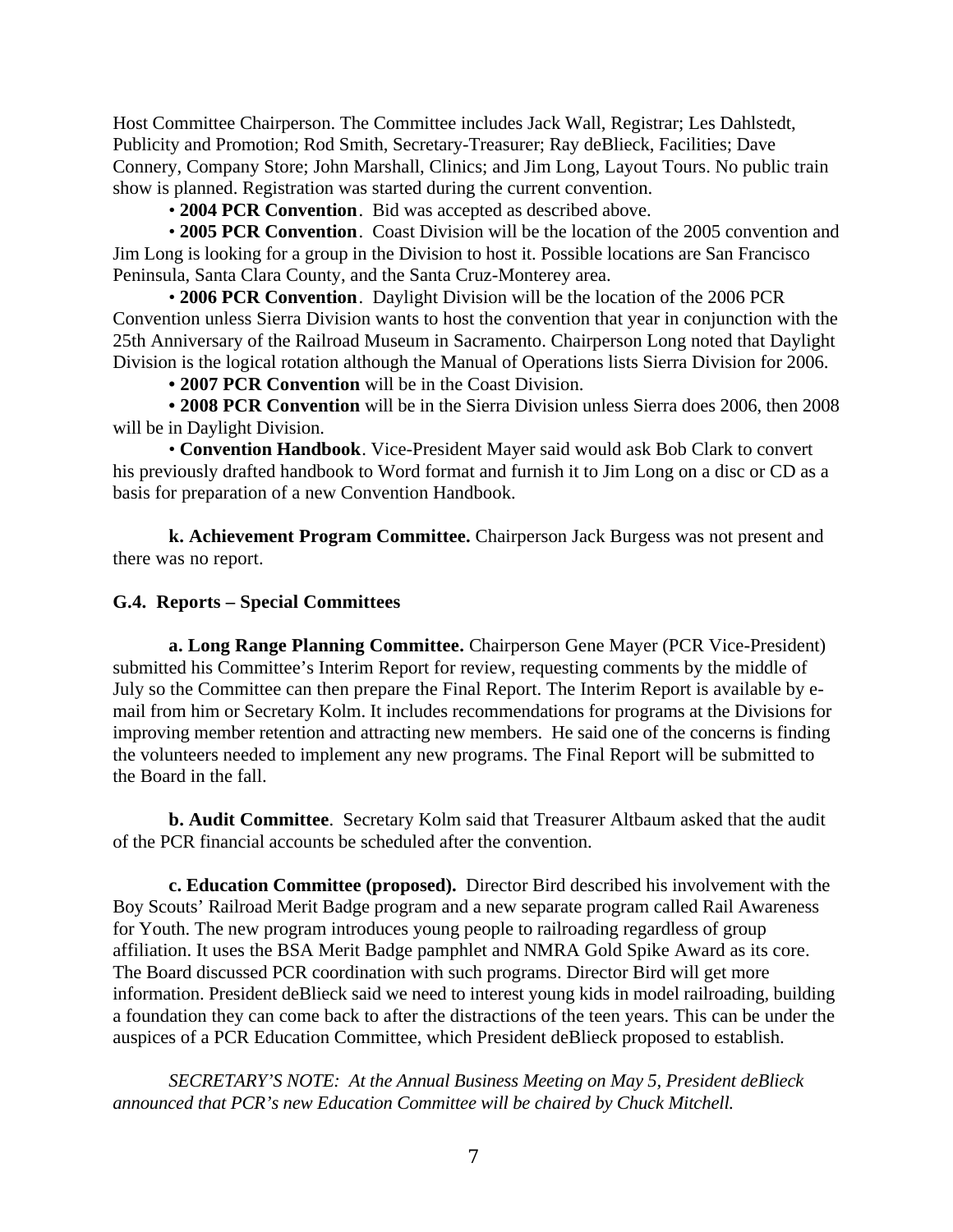Host Committee Chairperson. The Committee includes Jack Wall, Registrar; Les Dahlstedt, Publicity and Promotion; Rod Smith, Secretary-Treasurer; Ray deBlieck, Facilities; Dave Connery, Company Store; John Marshall, Clinics; and Jim Long, Layout Tours. No public train show is planned. Registration was started during the current convention.

• **2004 PCR Convention**. Bid was accepted as described above.

• **2005 PCR Convention**. Coast Division will be the location of the 2005 convention and Jim Long is looking for a group in the Division to host it. Possible locations are San Francisco Peninsula, Santa Clara County, and the Santa Cruz-Monterey area.

• **2006 PCR Convention**. Daylight Division will be the location of the 2006 PCR Convention unless Sierra Division wants to host the convention that year in conjunction with the 25th Anniversary of the Railroad Museum in Sacramento. Chairperson Long noted that Daylight Division is the logical rotation although the Manual of Operations lists Sierra Division for 2006.

**• 2007 PCR Convention** will be in the Coast Division.

**• 2008 PCR Convention** will be in the Sierra Division unless Sierra does 2006, then 2008 will be in Daylight Division.

• **Convention Handbook**. Vice-President Mayer said would ask Bob Clark to convert his previously drafted handbook to Word format and furnish it to Jim Long on a disc or CD as a basis for preparation of a new Convention Handbook.

**k. Achievement Program Committee.** Chairperson Jack Burgess was not present and there was no report.

### G.4. Reports – Special Committees

**a. Long Range Planning Committee.** Chairperson Gene Mayer (PCR Vice-President) submitted his Committee's Interim Report for review, requesting comments by the middle of July so the Committee can then prepare the Final Report. The Interim Report is available by e-mail from him or Secretary Kolm. It includes recommendations for programs at the Divisions for improving member retention and attracting new members. He said one of the concerns is finding the volunteers needed to implement any new programs. The Final Report will be submitted to the Board in the fall.

**b. Audit Committee**. Secretary Kolm said that Treasurer Altbaum asked that the audit of the PCR financial accounts be scheduled after the convention.

**c. Education Committee (proposed).** Director Bird described his involvement with the Boy Scouts' Railroad Merit Badge program and a new separate program called Rail Awareness for Youth. The new program introduces young people to railroading regardless of group affiliation. It uses the BSA Merit Badge pamphlet and NMRA Gold Spike Award as its core. The Board discussed PCR coordination with such programs. Director Bird will get more information. President deBlieck said we need to interest young kids in model railroading, building a foundation they can come back to after the distractions of the teen years. This can be under the auspices of a PCR Education Committee, which President deBlieck proposed to establish.

*SECRETARY'S NOTE: At the Annual Business Meeting on May 5, President deBlieck announced that PCR's new Education Committee will be chaired by Chuck Mitchell.*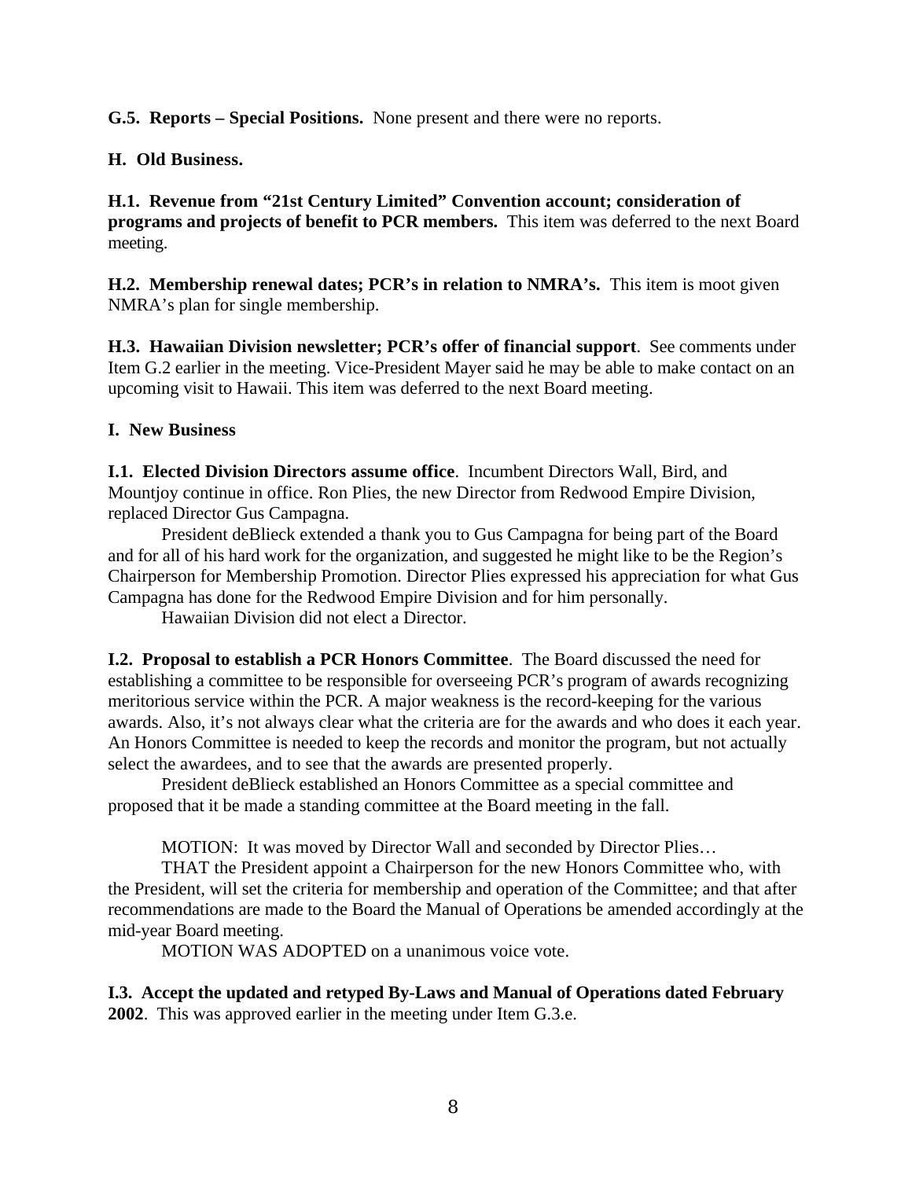**G.5. Reports – Special Positions.** None present and there were no reports.

**H. Old Business.**

**H.1. Revenue from "21st Century Limited" Convention account; consideration of programs and projects of benefit to PCR members.** This item was deferred to the next Board meeting.

**H.2. Membership renewal dates; PCR's in relation to NMRA's.** This item is moot given NMRA's plan for single membership.

**H.3. Hawaiian Division newsletter; PCR's offer of financial support**. See comments under Item G.2 earlier in the meeting. Vice-President Mayer said he may be able to make contact on an upcoming visit to Hawaii. This item was deferred to the next Board meeting.

**I. New Business**

**I.1. Elected Division Directors assume office**. Incumbent Directors Wall, Bird, and Mountjoy continue in office. Ron Plies, the new Director from Redwood Empire Division, replaced Director Gus Campagna.

President deBlieck extended a thank you to Gus Campagna for being part of the Board and for all of his hard work for the organization, and suggested he might like to be the Region's Chairperson for Membership Promotion. Director Plies expressed his appreciation for what Gus Campagna has done for the Redwood Empire Division and for him personally.

Hawaiian Division did not elect a Director.

**I.2. Proposal to establish a PCR Honors Committee**. The Board discussed the need for establishing a committee to be responsible for overseeing PCR's program of awards recognizing meritorious service within the PCR. A major weakness is the record-keeping for the various awards. Also, it's not always clear what the criteria are for the awards and who does it each year. An Honors Committee is needed to keep the records and monitor the program, but not actually select the awardees, and to see that the awards are presented properly.

President deBlieck established an Honors Committee as a special committee and proposed that it be made a standing committee at the Board meeting in the fall.

MOTION: It was moved by Director Wall and seconded by Director Plies…

THAT the President appoint a Chairperson for the new Honors Committee who, with the President, will set the criteria for membership and operation of the Committee; and that after recommendations are made to the Board the Manual of Operations be amended accordingly at the mid-year Board meeting.

MOTION WAS ADOPTED on a unanimous voice vote.

**I.3. Accept the updated and retyped By-Laws and Manual of Operations dated February 2002**. This was approved earlier in the meeting under Item G.3.e.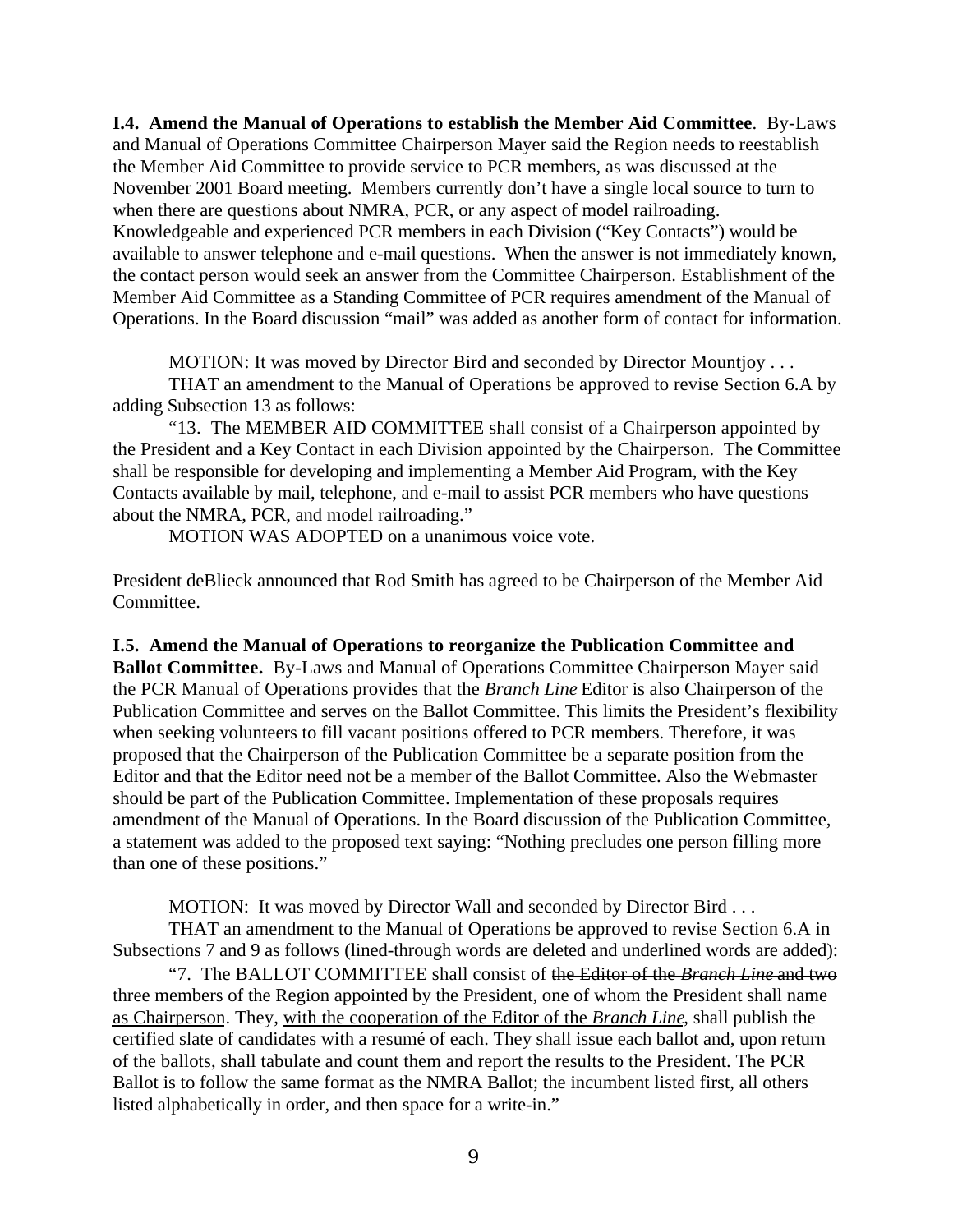**I.4. Amend the Manual of Operations to establish the Member Aid Committee**. By-Laws and Manual of Operations Committee Chairperson Mayer said the Region needs to reestablish the Member Aid Committee to provide service to PCR members, as was discussed at the November 2001 Board meeting. Members currently don't have a single local source to turn to when there are questions about NMRA, PCR, or any aspect of model railroading. Knowledgeable and experienced PCR members in each Division ("Key Contacts") would be available to answer telephone and e-mail questions. When the answer is not immediately known, the contact person would seek an answer from the Committee Chairperson. Establishment of the Member Aid Committee as a Standing Committee of PCR requires amendment of the Manual of Operations. In the Board discussion "mail" was added as another form of contact for information.

MOTION: It was moved by Director Bird and seconded by Director Mountjoy . . .
THAT an amendment to the Manual of Operations be approved to revise Section 6.A by adding Subsection 13 as follows:

"13. The MEMBER AID COMMITTEE shall consist of a Chairperson appointed by the President and a Key Contact in each Division appointed by the Chairperson. The Committee shall be responsible for developing and implementing a Member Aid Program, with the Key Contacts available by mail, telephone, and e-mail to assist PCR members who have questions about the NMRA, PCR, and model railroading."

MOTION WAS ADOPTED on a unanimous voice vote.

President deBlieck announced that Rod Smith has agreed to be Chairperson of the Member Aid Committee.

**I.5. Amend the Manual of Operations to reorganize the Publication Committee and Ballot Committee.** By-Laws and Manual of Operations Committee Chairperson Mayer said the PCR Manual of Operations provides that the *Branch Line* Editor is also Chairperson of the Publication Committee and serves on the Ballot Committee. This limits the President's flexibility when seeking volunteers to fill vacant positions offered to PCR members. Therefore, it was proposed that the Chairperson of the Publication Committee be a separate position from the Editor and that the Editor need not be a member of the Ballot Committee. Also the Webmaster should be part of the Publication Committee. Implementation of these proposals requires amendment of the Manual of Operations. In the Board discussion of the Publication Committee, a statement was added to the proposed text saying: "Nothing precludes one person filling more than one of these positions."

MOTION: It was moved by Director Wall and seconded by Director Bird . . .
THAT an amendment to the Manual of Operations be approved to revise Section 6.A in Subsections 7 and 9 as follows (lined-through words are deleted and underlined words are added):

"7. The BALLOT COMMITTEE shall consist of ~~the Editor of the *Branch Line* and two~~ <u>three</u> members of the Region appointed by the President, <u>one of whom the President shall name as Chairperson</u>. They, <u>with the cooperation of the Editor of the *Branch Line*</u>, shall publish the certified slate of candidates with a resumé of each. They shall issue each ballot and, upon return of the ballots, shall tabulate and count them and report the results to the President. The PCR Ballot is to follow the same format as the NMRA Ballot; the incumbent listed first, all others listed alphabetically in order, and then space for a write-in."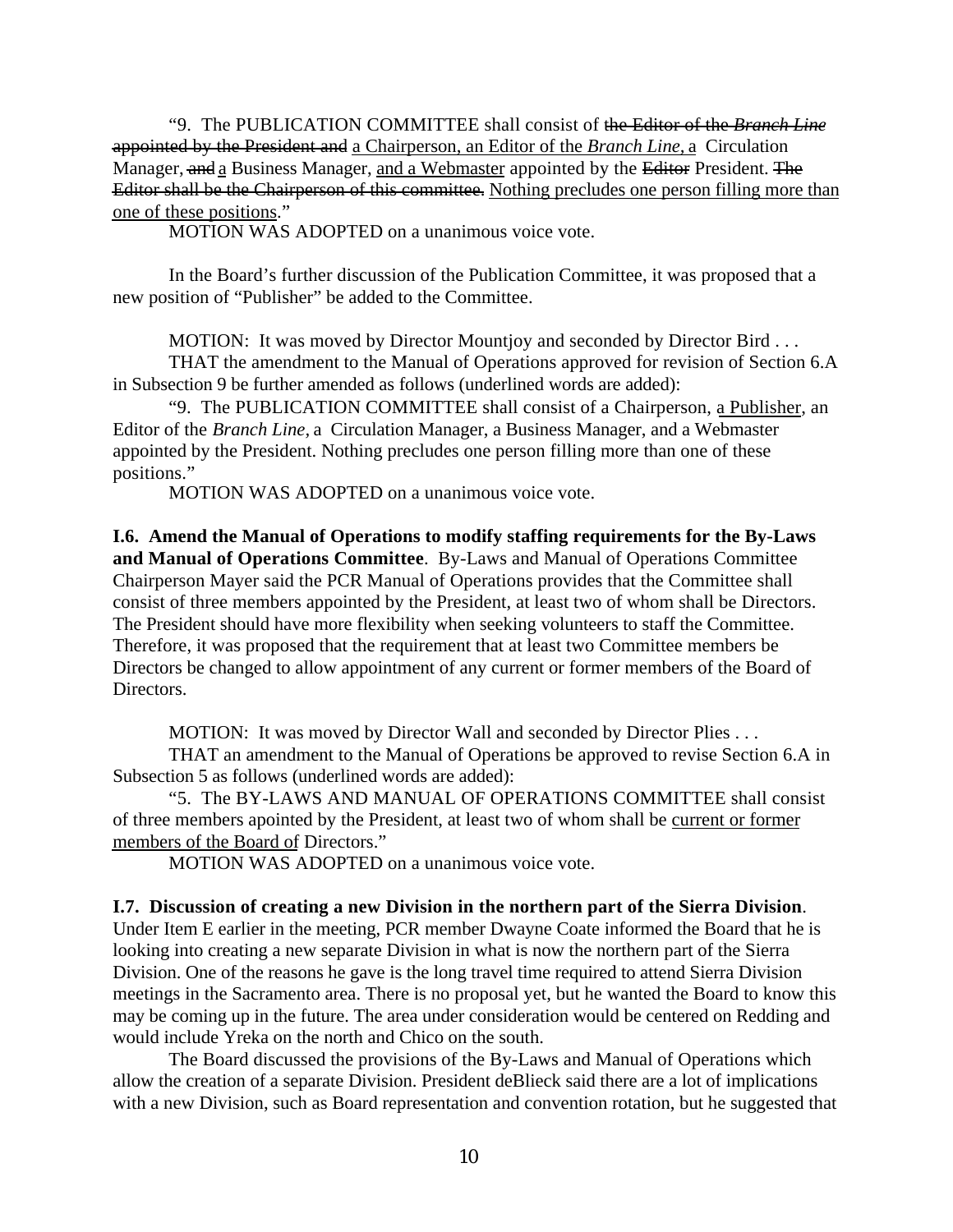"9. The PUBLICATION COMMITTEE shall consist of ~~the Editor of the *Branch Line* appointed by the President and~~ <u>a Chairperson, an Editor of the *Branch Line*, a</u> Circulation Manager, ~~and~~ <u>a</u> Business Manager, <u>and a Webmaster</u> appointed by the ~~Editor~~ President. ~~The Editor shall be the Chairperson of this committee.~~ <u>Nothing precludes one person filling more than one of these positions</u>."

MOTION WAS ADOPTED on a unanimous voice vote.

In the Board's further discussion of the Publication Committee, it was proposed that a new position of "Publisher" be added to the Committee.

MOTION: It was moved by Director Mountjoy and seconded by Director Bird . . .

THAT the amendment to the Manual of Operations approved for revision of Section 6.A in Subsection 9 be further amended as follows (underlined words are added):

"9. The PUBLICATION COMMITTEE shall consist of a Chairperson, <u>a Publisher</u>, an Editor of the *Branch Line*, a Circulation Manager, a Business Manager, and a Webmaster appointed by the President. Nothing precludes one person filling more than one of these positions."

MOTION WAS ADOPTED on a unanimous voice vote.

**I.6. Amend the Manual of Operations to modify staffing requirements for the By-Laws and Manual of Operations Committee**. By-Laws and Manual of Operations Committee Chairperson Mayer said the PCR Manual of Operations provides that the Committee shall consist of three members appointed by the President, at least two of whom shall be Directors. The President should have more flexibility when seeking volunteers to staff the Committee. Therefore, it was proposed that the requirement that at least two Committee members be Directors be changed to allow appointment of any current or former members of the Board of Directors.

MOTION: It was moved by Director Wall and seconded by Director Plies . . .

THAT an amendment to the Manual of Operations be approved to revise Section 6.A in Subsection 5 as follows (underlined words are added):

"5. The BY-LAWS AND MANUAL OF OPERATIONS COMMITTEE shall consist of three members apointed by the President, at least two of whom shall be <u>current or former members of the Board of</u> Directors."

MOTION WAS ADOPTED on a unanimous voice vote.

**I.7. Discussion of creating a new Division in the northern part of the Sierra Division**. Under Item E earlier in the meeting, PCR member Dwayne Coate informed the Board that he is looking into creating a new separate Division in what is now the northern part of the Sierra Division. One of the reasons he gave is the long travel time required to attend Sierra Division meetings in the Sacramento area. There is no proposal yet, but he wanted the Board to know this may be coming up in the future. The area under consideration would be centered on Redding and would include Yreka on the north and Chico on the south.

The Board discussed the provisions of the By-Laws and Manual of Operations which allow the creation of a separate Division. President deBlieck said there are a lot of implications with a new Division, such as Board representation and convention rotation, but he suggested that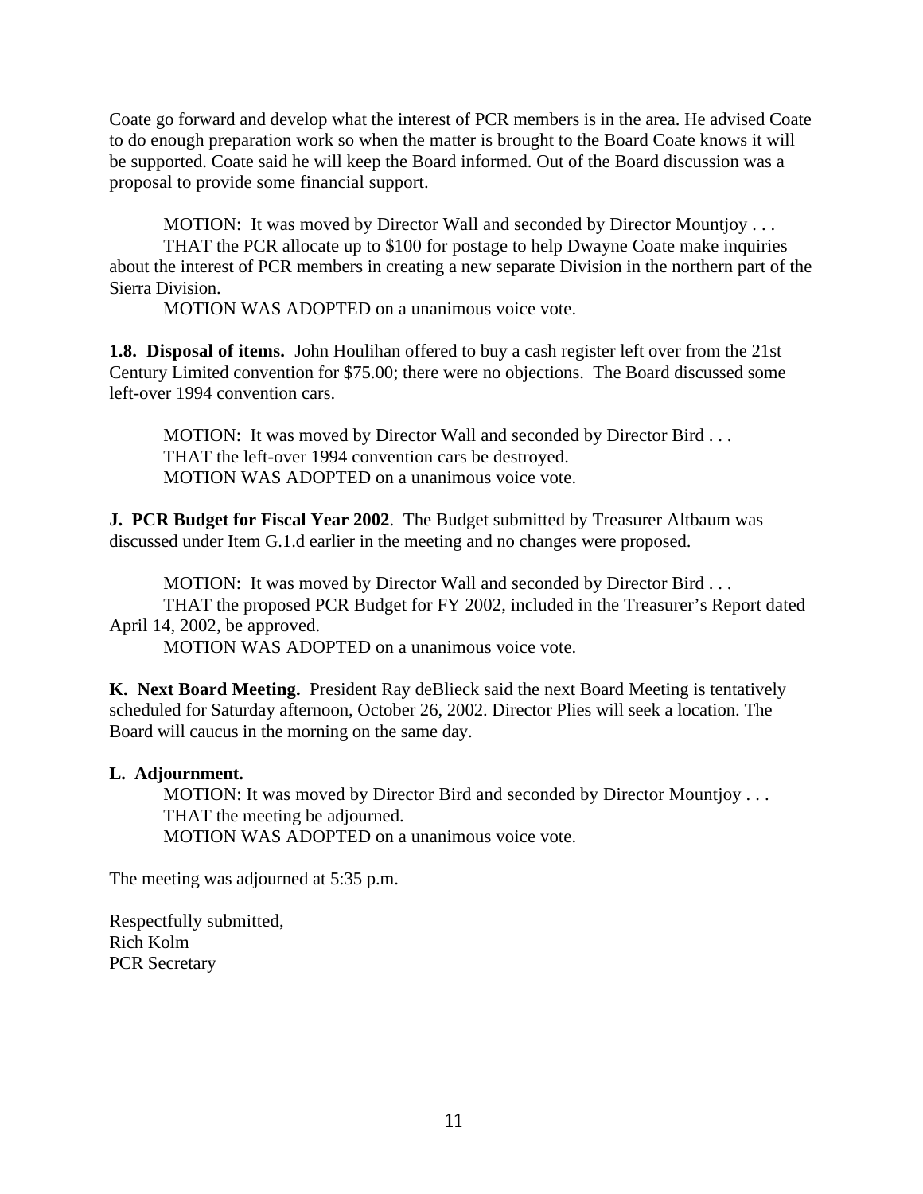Coate go forward and develop what the interest of PCR members is in the area. He advised Coate to do enough preparation work so when the matter is brought to the Board Coate knows it will be supported. Coate said he will keep the Board informed. Out of the Board discussion was a proposal to provide some financial support.

MOTION: It was moved by Director Wall and seconded by Director Mountjoy . . .
THAT the PCR allocate up to $100 for postage to help Dwayne Coate make inquiries about the interest of PCR members in creating a new separate Division in the northern part of the Sierra Division.
MOTION WAS ADOPTED on a unanimous voice vote.

**1.8. Disposal of items.** John Houlihan offered to buy a cash register left over from the 21st Century Limited convention for $75.00; there were no objections. The Board discussed some left-over 1994 convention cars.

MOTION: It was moved by Director Wall and seconded by Director Bird . . .
THAT the left-over 1994 convention cars be destroyed.
MOTION WAS ADOPTED on a unanimous voice vote.

**J. PCR Budget for Fiscal Year 2002**. The Budget submitted by Treasurer Altbaum was discussed under Item G.1.d earlier in the meeting and no changes were proposed.

MOTION: It was moved by Director Wall and seconded by Director Bird . . .
THAT the proposed PCR Budget for FY 2002, included in the Treasurer's Report dated April 14, 2002, be approved.
MOTION WAS ADOPTED on a unanimous voice vote.

**K. Next Board Meeting.** President Ray deBlieck said the next Board Meeting is tentatively scheduled for Saturday afternoon, October 26, 2002. Director Plies will seek a location. The Board will caucus in the morning on the same day.

**L. Adjournment.**
MOTION: It was moved by Director Bird and seconded by Director Mountjoy . . .
THAT the meeting be adjourned.
MOTION WAS ADOPTED on a unanimous voice vote.

The meeting was adjourned at 5:35 p.m.

Respectfully submitted,
Rich Kolm
PCR Secretary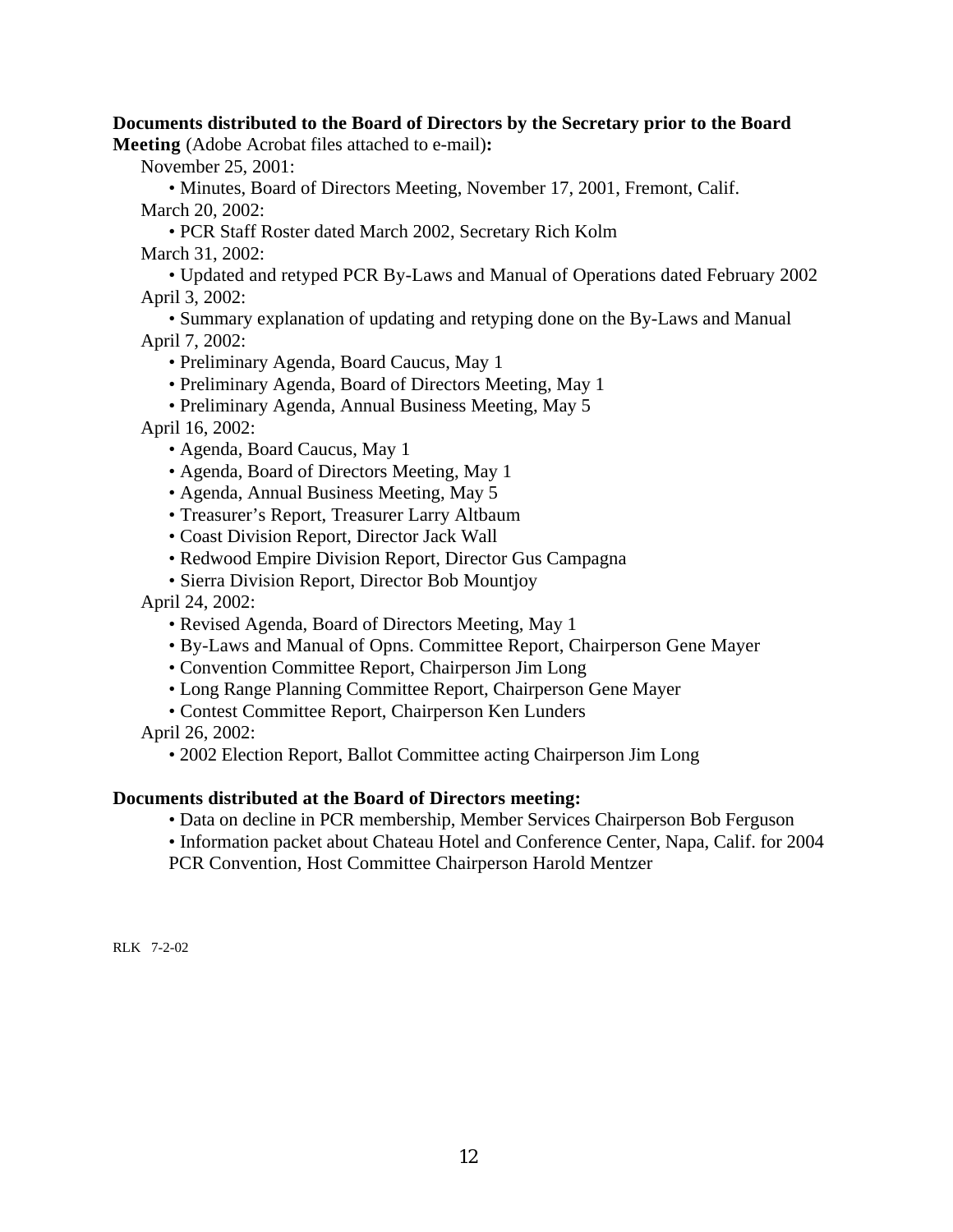**Documents distributed to the Board of Directors by the Secretary prior to the Board Meeting** (Adobe Acrobat files attached to e-mail)**:**

November 25, 2001:

- Minutes, Board of Directors Meeting, November 17, 2001, Fremont, Calif.

March 20, 2002:

- PCR Staff Roster dated March 2002, Secretary Rich Kolm

March 31, 2002:

- Updated and retyped PCR By-Laws and Manual of Operations dated February 2002

April 3, 2002:

- Summary explanation of updating and retyping done on the By-Laws and Manual

April 7, 2002:

- Preliminary Agenda, Board Caucus, May 1
- Preliminary Agenda, Board of Directors Meeting, May 1
- Preliminary Agenda, Annual Business Meeting, May 5

April 16, 2002:

- Agenda, Board Caucus, May 1
- Agenda, Board of Directors Meeting, May 1
- Agenda, Annual Business Meeting, May 5
- Treasurer's Report, Treasurer Larry Altbaum
- Coast Division Report, Director Jack Wall
- Redwood Empire Division Report, Director Gus Campagna
- Sierra Division Report, Director Bob Mountjoy

April 24, 2002:

- Revised Agenda, Board of Directors Meeting, May 1
- By-Laws and Manual of Opns. Committee Report, Chairperson Gene Mayer
- Convention Committee Report, Chairperson Jim Long
- Long Range Planning Committee Report, Chairperson Gene Mayer
- Contest Committee Report, Chairperson Ken Lunders

April 26, 2002:

- 2002 Election Report, Ballot Committee acting Chairperson Jim Long

**Documents distributed at the Board of Directors meeting:**

- Data on decline in PCR membership, Member Services Chairperson Bob Ferguson
- Information packet about Chateau Hotel and Conference Center, Napa, Calif. for 2004 PCR Convention, Host Committee Chairperson Harold Mentzer

RLK 7-2-02